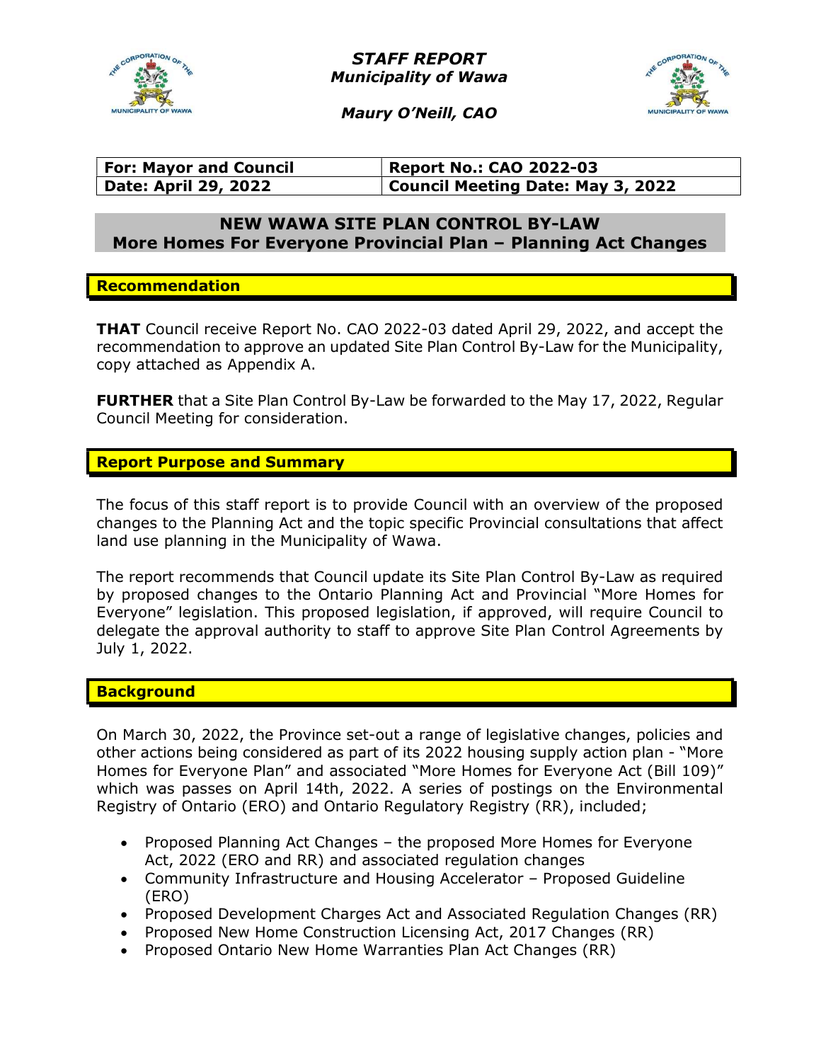*STAFF REPORT*
***Municipality of Wawa***

***Maury O'Neill, CAO***

| For: Mayor and Council | Report No.: CAO 2022-03 |
|---|---|
| Date: April 29, 2022 | Council Meeting Date: May 3, 2022 |

# NEW WAWA SITE PLAN CONTROL BY-LAW
# More Homes For Everyone Provincial Plan – Planning Act Changes

## Recommendation

**THAT** Council receive Report No. CAO 2022-03 dated April 29, 2022, and accept the recommendation to approve an updated Site Plan Control By-Law for the Municipality, copy attached as Appendix A.

**FURTHER** that a Site Plan Control By-Law be forwarded to the May 17, 2022, Regular Council Meeting for consideration.

## Report Purpose and Summary

The focus of this staff report is to provide Council with an overview of the proposed changes to the Planning Act and the topic specific Provincial consultations that affect land use planning in the Municipality of Wawa.

The report recommends that Council update its Site Plan Control By-Law as required by proposed changes to the Ontario Planning Act and Provincial "More Homes for Everyone" legislation. This proposed legislation, if approved, will require Council to delegate the approval authority to staff to approve Site Plan Control Agreements by July 1, 2022.

## Background

On March 30, 2022, the Province set-out a range of legislative changes, policies and other actions being considered as part of its 2022 housing supply action plan - "More Homes for Everyone Plan" and associated "More Homes for Everyone Act (Bill 109)" which was passes on April 14th, 2022. A series of postings on the Environmental Registry of Ontario (ERO) and Ontario Regulatory Registry (RR), included;

- Proposed Planning Act Changes – the proposed More Homes for Everyone Act, 2022 (ERO and RR) and associated regulation changes
- Community Infrastructure and Housing Accelerator – Proposed Guideline (ERO)
- Proposed Development Charges Act and Associated Regulation Changes (RR)
- Proposed New Home Construction Licensing Act, 2017 Changes (RR)
- Proposed Ontario New Home Warranties Plan Act Changes (RR)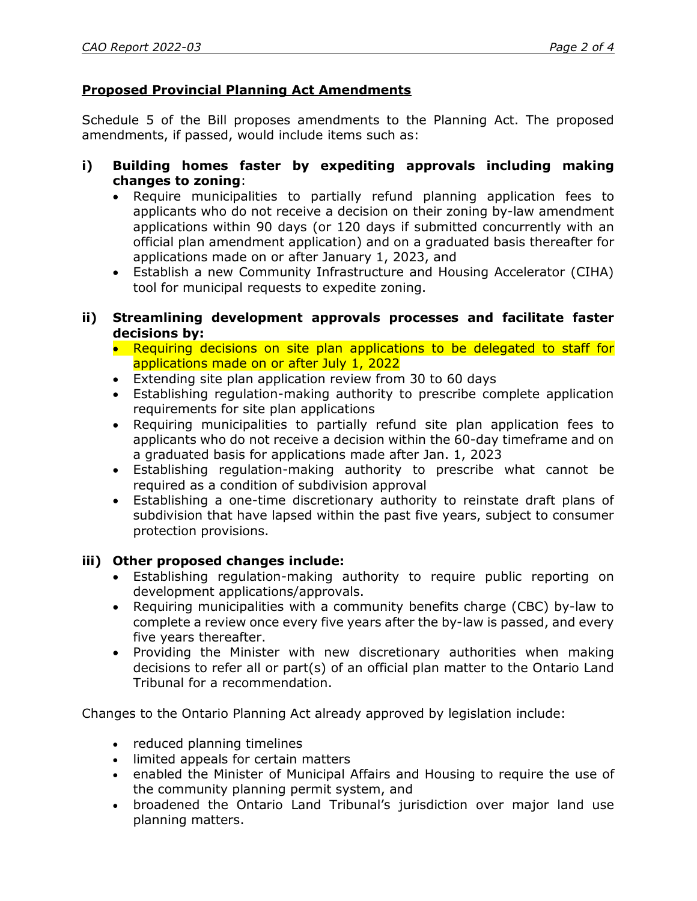**Proposed Provincial Planning Act Amendments**

Schedule 5 of the Bill proposes amendments to the Planning Act. The proposed amendments, if passed, would include items such as:

**i) Building homes faster by expediting approvals including making changes to zoning**:

- Require municipalities to partially refund planning application fees to applicants who do not receive a decision on their zoning by-law amendment applications within 90 days (or 120 days if submitted concurrently with an official plan amendment application) and on a graduated basis thereafter for applications made on or after January 1, 2023, and
- Establish a new Community Infrastructure and Housing Accelerator (CIHA) tool for municipal requests to expedite zoning.

**ii) Streamlining development approvals processes and facilitate faster decisions by:**

- Requiring decisions on site plan applications to be delegated to staff for applications made on or after July 1, 2022
- Extending site plan application review from 30 to 60 days
- Establishing regulation-making authority to prescribe complete application requirements for site plan applications
- Requiring municipalities to partially refund site plan application fees to applicants who do not receive a decision within the 60-day timeframe and on a graduated basis for applications made after Jan. 1, 2023
- Establishing regulation-making authority to prescribe what cannot be required as a condition of subdivision approval
- Establishing a one-time discretionary authority to reinstate draft plans of subdivision that have lapsed within the past five years, subject to consumer protection provisions.

**iii) Other proposed changes include:**

- Establishing regulation-making authority to require public reporting on development applications/approvals.
- Requiring municipalities with a community benefits charge (CBC) by-law to complete a review once every five years after the by-law is passed, and every five years thereafter.
- Providing the Minister with new discretionary authorities when making decisions to refer all or part(s) of an official plan matter to the Ontario Land Tribunal for a recommendation.

Changes to the Ontario Planning Act already approved by legislation include:

- reduced planning timelines
- limited appeals for certain matters
- enabled the Minister of Municipal Affairs and Housing to require the use of the community planning permit system, and
- broadened the Ontario Land Tribunal's jurisdiction over major land use planning matters.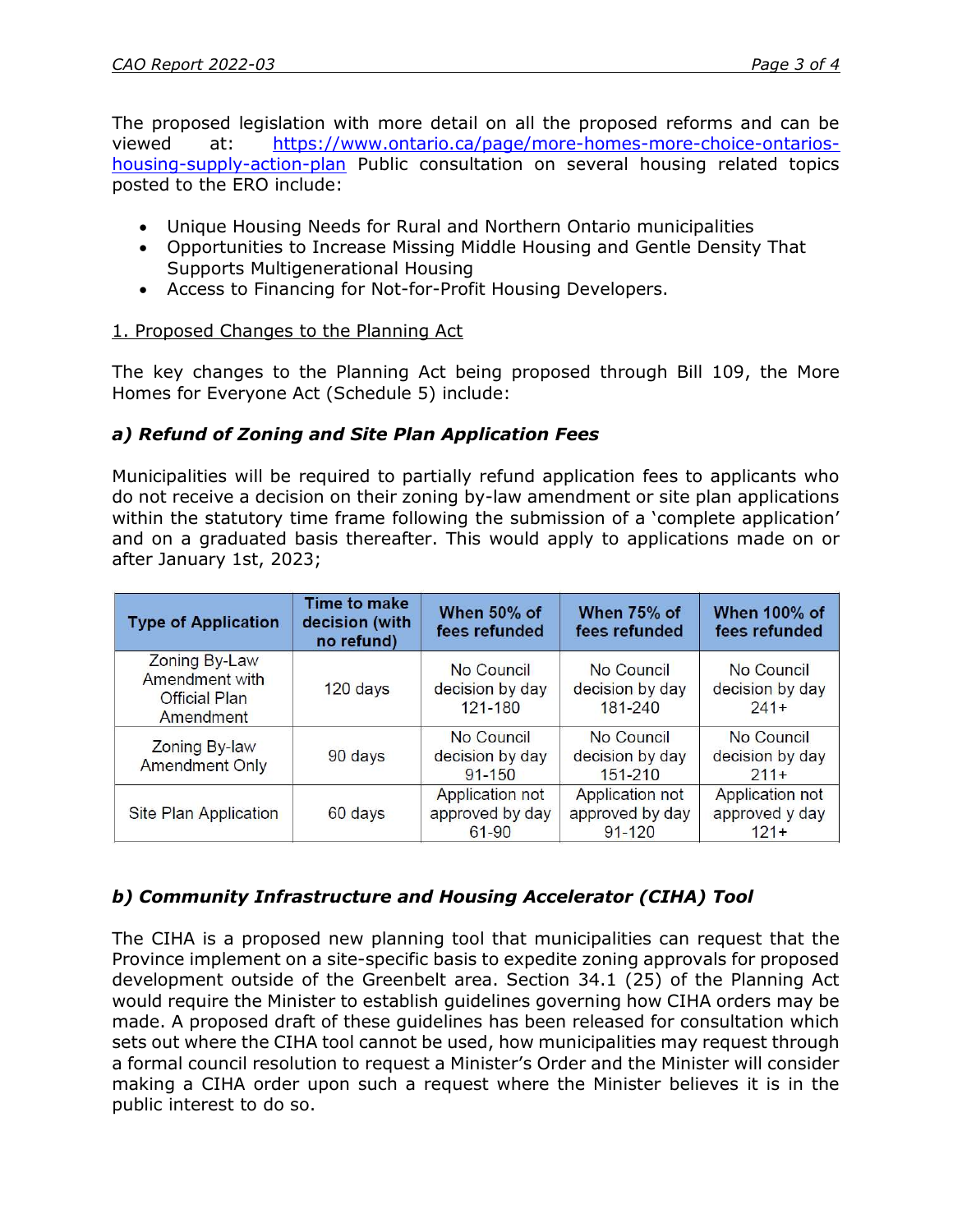The proposed legislation with more detail on all the proposed reforms and can be viewed at: https://www.ontario.ca/page/more-homes-more-choice-ontarios-housing-supply-action-plan Public consultation on several housing related topics posted to the ERO include:

- Unique Housing Needs for Rural and Northern Ontario municipalities
- Opportunities to Increase Missing Middle Housing and Gentle Density That Supports Multigenerational Housing
- Access to Financing for Not-for-Profit Housing Developers.

1. Proposed Changes to the Planning Act

The key changes to the Planning Act being proposed through Bill 109, the More Homes for Everyone Act (Schedule 5) include:

***a) Refund of Zoning and Site Plan Application Fees***

Municipalities will be required to partially refund application fees to applicants who do not receive a decision on their zoning by-law amendment or site plan applications within the statutory time frame following the submission of a 'complete application' and on a graduated basis thereafter. This would apply to applications made on or after January 1st, 2023;

| Type of Application | Time to make decision (with no refund) | When 50% of fees refunded | When 75% of fees refunded | When 100% of fees refunded |
|---|---|---|---|---|
| Zoning By-Law Amendment with Official Plan Amendment | 120 days | No Council decision by day 121-180 | No Council decision by day 181-240 | No Council decision by day 241+ |
| Zoning By-law Amendment Only | 90 days | No Council decision by day 91-150 | No Council decision by day 151-210 | No Council decision by day 211+ |
| Site Plan Application | 60 days | Application not approved by day 61-90 | Application not approved by day 91-120 | Application not approved y day 121+ |

***b) Community Infrastructure and Housing Accelerator (CIHA) Tool***

The CIHA is a proposed new planning tool that municipalities can request that the Province implement on a site-specific basis to expedite zoning approvals for proposed development outside of the Greenbelt area. Section 34.1 (25) of the Planning Act would require the Minister to establish guidelines governing how CIHA orders may be made. A proposed draft of these guidelines has been released for consultation which sets out where the CIHA tool cannot be used, how municipalities may request through a formal council resolution to request a Minister's Order and the Minister will consider making a CIHA order upon such a request where the Minister believes it is in the public interest to do so.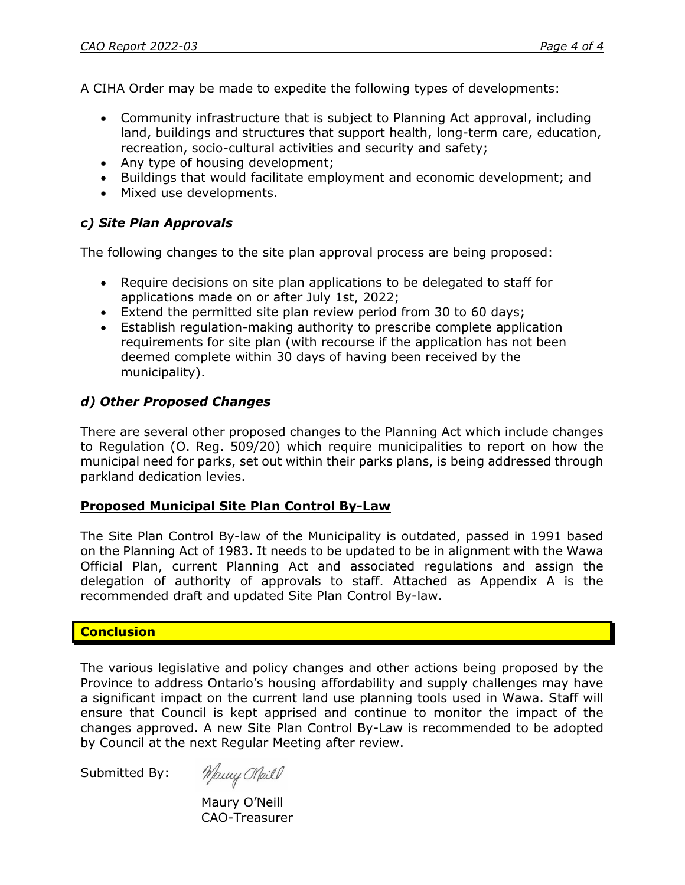A CIHA Order may be made to expedite the following types of developments:

- Community infrastructure that is subject to Planning Act approval, including land, buildings and structures that support health, long-term care, education, recreation, socio-cultural activities and security and safety;
- Any type of housing development;
- Buildings that would facilitate employment and economic development; and
- Mixed use developments.

### *c) Site Plan Approvals*

The following changes to the site plan approval process are being proposed:

- Require decisions on site plan applications to be delegated to staff for applications made on or after July 1st, 2022;
- Extend the permitted site plan review period from 30 to 60 days;
- Establish regulation-making authority to prescribe complete application requirements for site plan (with recourse if the application has not been deemed complete within 30 days of having been received by the municipality).

### *d) Other Proposed Changes*

There are several other proposed changes to the Planning Act which include changes to Regulation (O. Reg. 509/20) which require municipalities to report on how the municipal need for parks, set out within their parks plans, is being addressed through parkland dedication levies.

**Proposed Municipal Site Plan Control By-Law**

The Site Plan Control By-law of the Municipality is outdated, passed in 1991 based on the Planning Act of 1983. It needs to be updated to be in alignment with the Wawa Official Plan, current Planning Act and associated regulations and assign the delegation of authority of approvals to staff. Attached as Appendix A is the recommended draft and updated Site Plan Control By-law.

## Conclusion

The various legislative and policy changes and other actions being proposed by the Province to address Ontario's housing affordability and supply challenges may have a significant impact on the current land use planning tools used in Wawa. Staff will ensure that Council is kept apprised and continue to monitor the impact of the changes approved. A new Site Plan Control By-Law is recommended to be adopted by Council at the next Regular Meeting after review.

Submitted By:

Maury O'Neill
CAO-Treasurer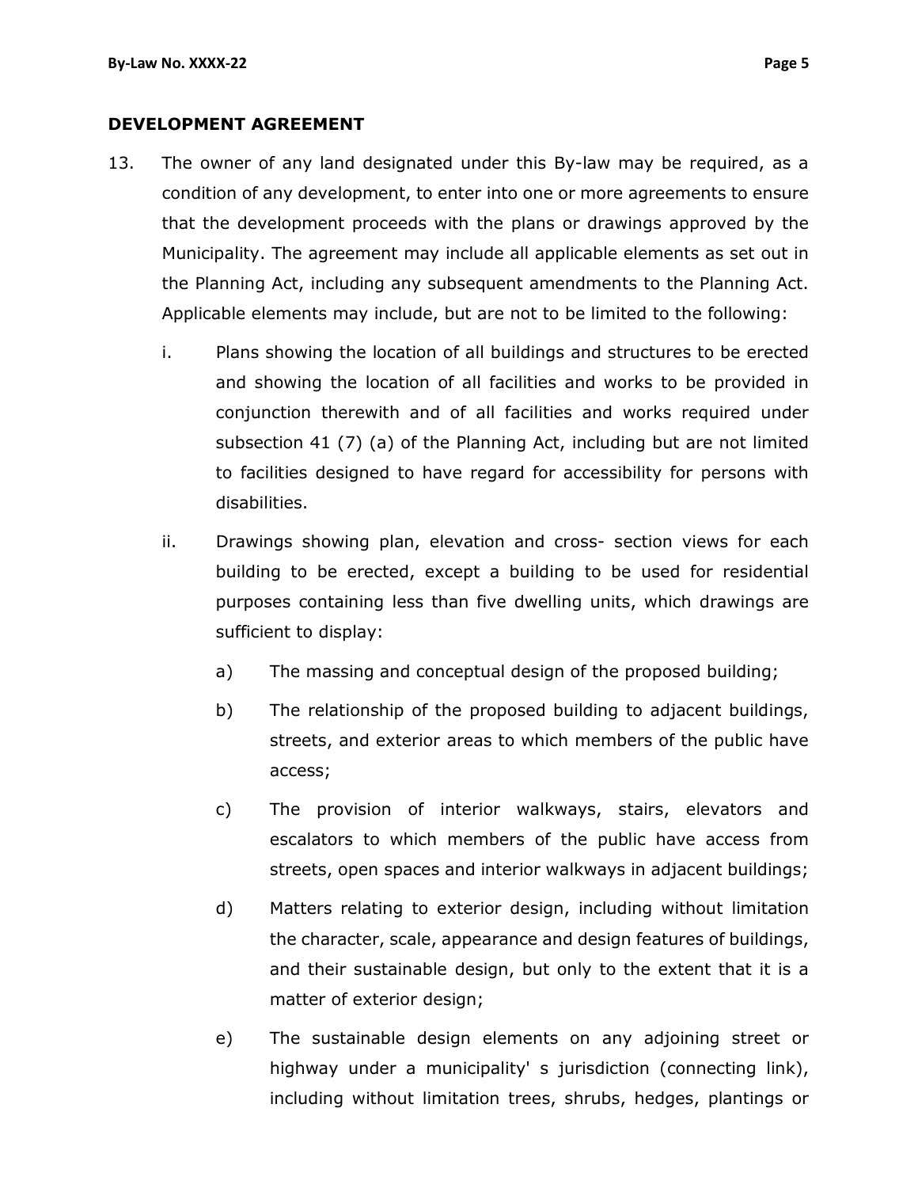## DEVELOPMENT AGREEMENT

13. The owner of any land designated under this By-law may be required, as a condition of any development, to enter into one or more agreements to ensure that the development proceeds with the plans or drawings approved by the Municipality. The agreement may include all applicable elements as set out in the Planning Act, including any subsequent amendments to the Planning Act. Applicable elements may include, but are not to be limited to the following:

    i. Plans showing the location of all buildings and structures to be erected and showing the location of all facilities and works to be provided in conjunction therewith and of all facilities and works required under subsection 41 (7) (a) of the Planning Act, including but are not limited to facilities designed to have regard for accessibility for persons with disabilities.

    ii. Drawings showing plan, elevation and cross- section views for each building to be erected, except a building to be used for residential purposes containing less than five dwelling units, which drawings are sufficient to display:

        a) The massing and conceptual design of the proposed building;

        b) The relationship of the proposed building to adjacent buildings, streets, and exterior areas to which members of the public have access;

        c) The provision of interior walkways, stairs, elevators and escalators to which members of the public have access from streets, open spaces and interior walkways in adjacent buildings;

        d) Matters relating to exterior design, including without limitation the character, scale, appearance and design features of buildings, and their sustainable design, but only to the extent that it is a matter of exterior design;

        e) The sustainable design elements on any adjoining street or highway under a municipality' s jurisdiction (connecting link), including without limitation trees, shrubs, hedges, plantings or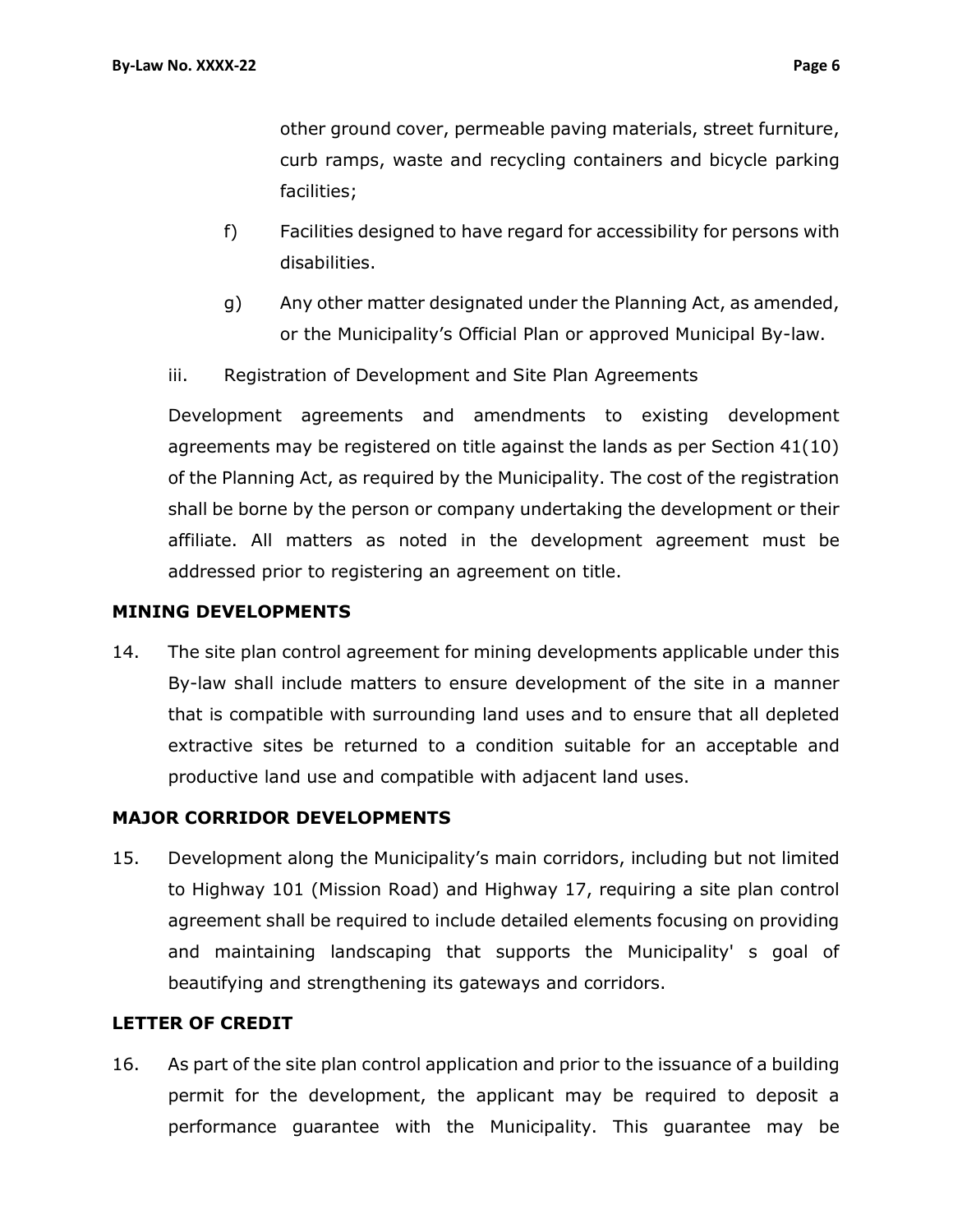other ground cover, permeable paving materials, street furniture, curb ramps, waste and recycling containers and bicycle parking facilities;

f) Facilities designed to have regard for accessibility for persons with disabilities.

g) Any other matter designated under the Planning Act, as amended, or the Municipality's Official Plan or approved Municipal By-law.

iii. Registration of Development and Site Plan Agreements

Development agreements and amendments to existing development agreements may be registered on title against the lands as per Section 41(10) of the Planning Act, as required by the Municipality. The cost of the registration shall be borne by the person or company undertaking the development or their affiliate. All matters as noted in the development agreement must be addressed prior to registering an agreement on title.

**MINING DEVELOPMENTS**

14. The site plan control agreement for mining developments applicable under this By-law shall include matters to ensure development of the site in a manner that is compatible with surrounding land uses and to ensure that all depleted extractive sites be returned to a condition suitable for an acceptable and productive land use and compatible with adjacent land uses.

**MAJOR CORRIDOR DEVELOPMENTS**

15. Development along the Municipality's main corridors, including but not limited to Highway 101 (Mission Road) and Highway 17, requiring a site plan control agreement shall be required to include detailed elements focusing on providing and maintaining landscaping that supports the Municipality' s goal of beautifying and strengthening its gateways and corridors.

**LETTER OF CREDIT**

16. As part of the site plan control application and prior to the issuance of a building permit for the development, the applicant may be required to deposit a performance guarantee with the Municipality. This guarantee may be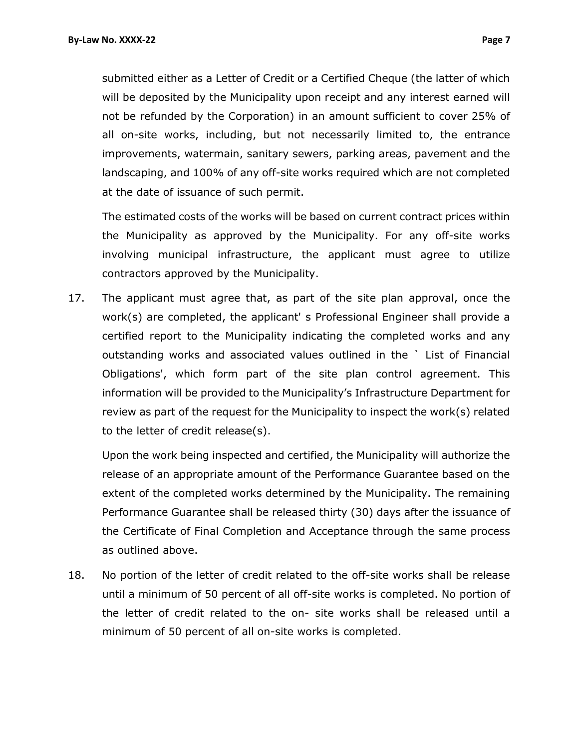submitted either as a Letter of Credit or a Certified Cheque (the latter of which will be deposited by the Municipality upon receipt and any interest earned will not be refunded by the Corporation) in an amount sufficient to cover 25% of all on-site works, including, but not necessarily limited to, the entrance improvements, watermain, sanitary sewers, parking areas, pavement and the landscaping, and 100% of any off-site works required which are not completed at the date of issuance of such permit.

The estimated costs of the works will be based on current contract prices within the Municipality as approved by the Municipality. For any off-site works involving municipal infrastructure, the applicant must agree to utilize contractors approved by the Municipality.

17. The applicant must agree that, as part of the site plan approval, once the work(s) are completed, the applicant' s Professional Engineer shall provide a certified report to the Municipality indicating the completed works and any outstanding works and associated values outlined in the ` List of Financial Obligations', which form part of the site plan control agreement. This information will be provided to the Municipality's Infrastructure Department for review as part of the request for the Municipality to inspect the work(s) related to the letter of credit release(s).

    Upon the work being inspected and certified, the Municipality will authorize the release of an appropriate amount of the Performance Guarantee based on the extent of the completed works determined by the Municipality. The remaining Performance Guarantee shall be released thirty (30) days after the issuance of the Certificate of Final Completion and Acceptance through the same process as outlined above.

18. No portion of the letter of credit related to the off-site works shall be release until a minimum of 50 percent of all off-site works is completed. No portion of the letter of credit related to the on- site works shall be released until a minimum of 50 percent of all on-site works is completed.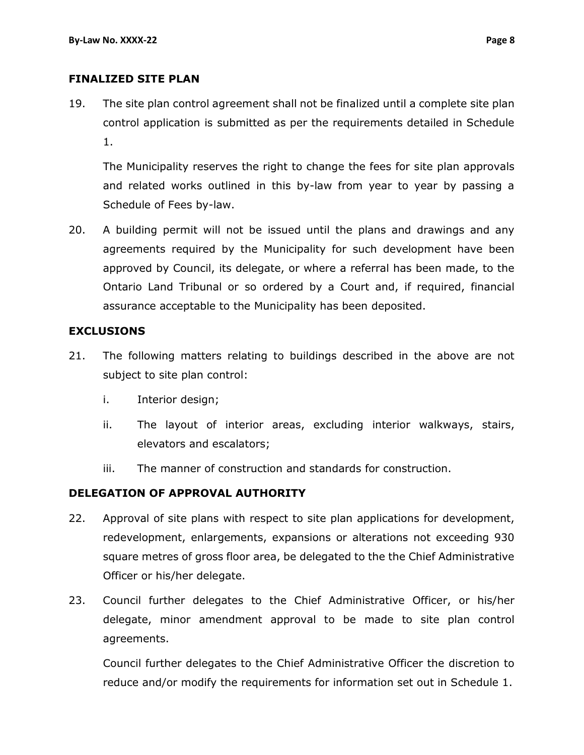## FINALIZED SITE PLAN

19. The site plan control agreement shall not be finalized until a complete site plan control application is submitted as per the requirements detailed in Schedule 1.

    The Municipality reserves the right to change the fees for site plan approvals and related works outlined in this by-law from year to year by passing a Schedule of Fees by-law.

20. A building permit will not be issued until the plans and drawings and any agreements required by the Municipality for such development have been approved by Council, its delegate, or where a referral has been made, to the Ontario Land Tribunal or so ordered by a Court and, if required, financial assurance acceptable to the Municipality has been deposited.

## EXCLUSIONS

21. The following matters relating to buildings described in the above are not subject to site plan control:

    i. Interior design;

    ii. The layout of interior areas, excluding interior walkways, stairs, elevators and escalators;

    iii. The manner of construction and standards for construction.

## DELEGATION OF APPROVAL AUTHORITY

22. Approval of site plans with respect to site plan applications for development, redevelopment, enlargements, expansions or alterations not exceeding 930 square metres of gross floor area, be delegated to the the Chief Administrative Officer or his/her delegate.

23. Council further delegates to the Chief Administrative Officer, or his/her delegate, minor amendment approval to be made to site plan control agreements.

    Council further delegates to the Chief Administrative Officer the discretion to reduce and/or modify the requirements for information set out in Schedule 1.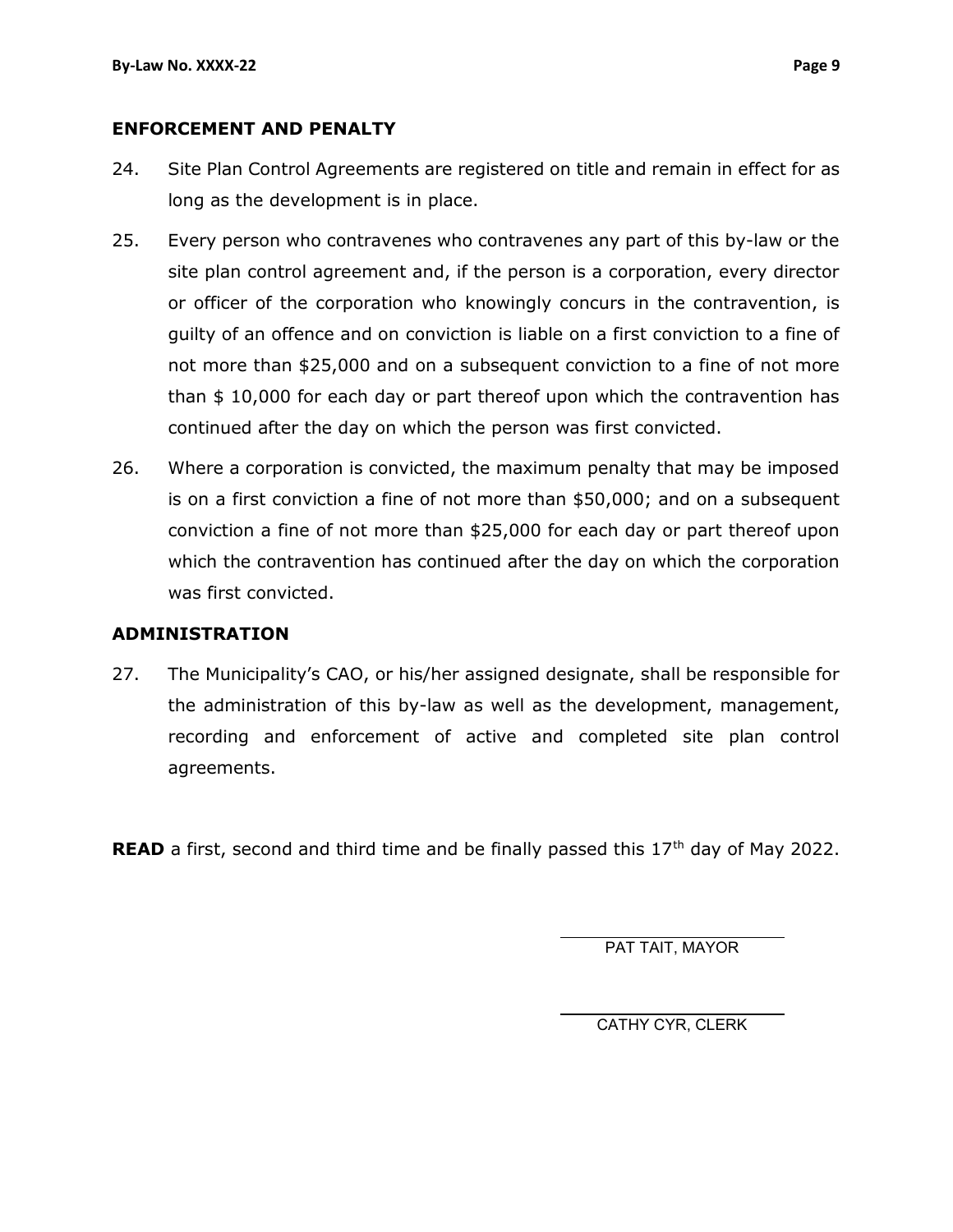## ENFORCEMENT AND PENALTY

24. Site Plan Control Agreements are registered on title and remain in effect for as long as the development is in place.

25. Every person who contravenes who contravenes any part of this by-law or the site plan control agreement and, if the person is a corporation, every director or officer of the corporation who knowingly concurs in the contravention, is guilty of an offence and on conviction is liable on a first conviction to a fine of not more than $25,000 and on a subsequent conviction to a fine of not more than $ 10,000 for each day or part thereof upon which the contravention has continued after the day on which the person was first convicted.

26. Where a corporation is convicted, the maximum penalty that may be imposed is on a first conviction a fine of not more than $50,000; and on a subsequent conviction a fine of not more than $25,000 for each day or part thereof upon which the contravention has continued after the day on which the corporation was first convicted.

## ADMINISTRATION

27. The Municipality's CAO, or his/her assigned designate, shall be responsible for the administration of this by-law as well as the development, management, recording and enforcement of active and completed site plan control agreements.

**READ** a first, second and third time and be finally passed this 17th day of May 2022.

PAT TAIT, MAYOR

CATHY CYR, CLERK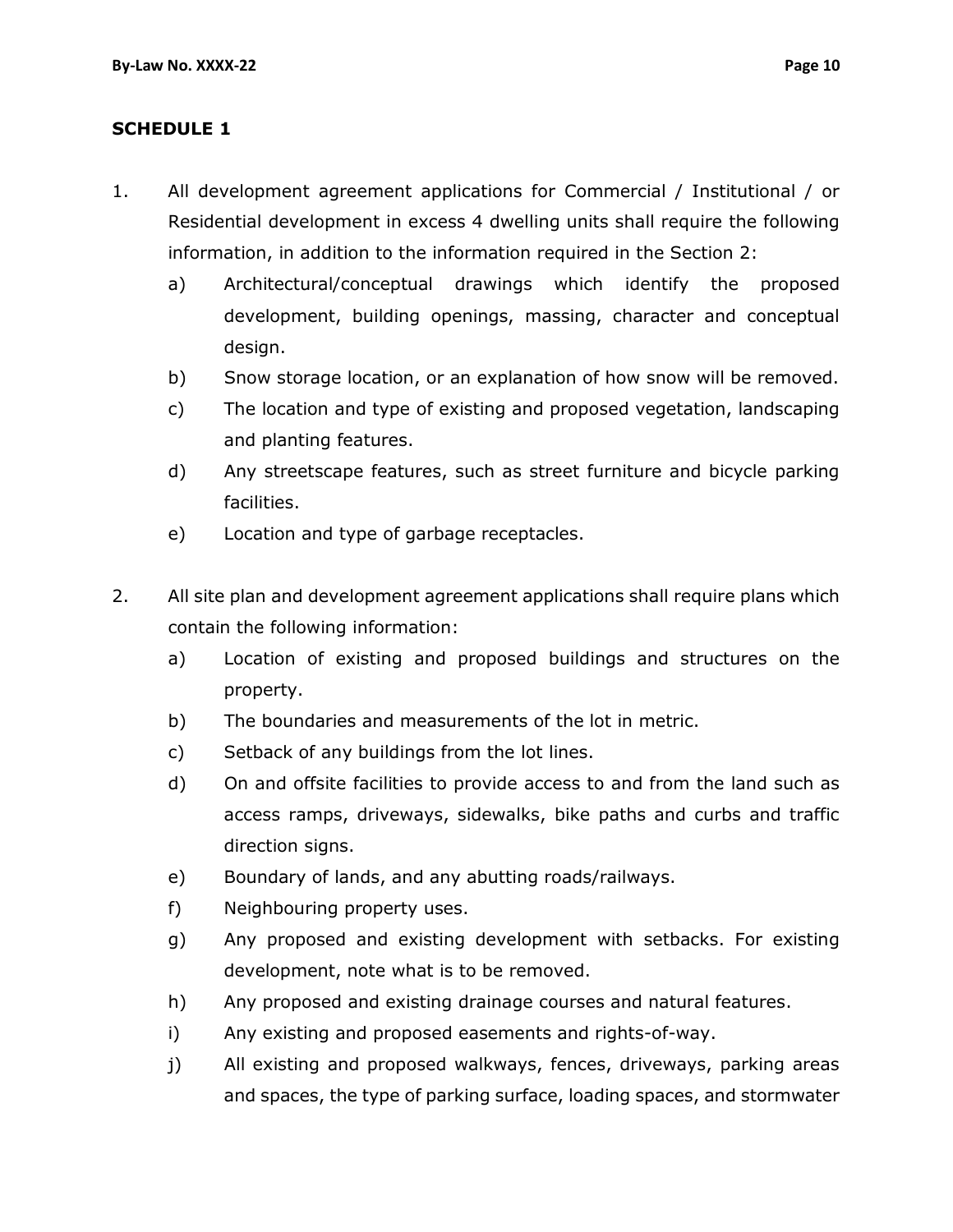## SCHEDULE 1

1. All development agreement applications for Commercial / Institutional / or Residential development in excess 4 dwelling units shall require the following information, in addition to the information required in the Section 2:
   a) Architectural/conceptual drawings which identify the proposed development, building openings, massing, character and conceptual design.
   b) Snow storage location, or an explanation of how snow will be removed.
   c) The location and type of existing and proposed vegetation, landscaping and planting features.
   d) Any streetscape features, such as street furniture and bicycle parking facilities.
   e) Location and type of garbage receptacles.

2. All site plan and development agreement applications shall require plans which contain the following information:
   a) Location of existing and proposed buildings and structures on the property.
   b) The boundaries and measurements of the lot in metric.
   c) Setback of any buildings from the lot lines.
   d) On and offsite facilities to provide access to and from the land such as access ramps, driveways, sidewalks, bike paths and curbs and traffic direction signs.
   e) Boundary of lands, and any abutting roads/railways.
   f) Neighbouring property uses.
   g) Any proposed and existing development with setbacks. For existing development, note what is to be removed.
   h) Any proposed and existing drainage courses and natural features.
   i) Any existing and proposed easements and rights-of-way.
   j) All existing and proposed walkways, fences, driveways, parking areas and spaces, the type of parking surface, loading spaces, and stormwater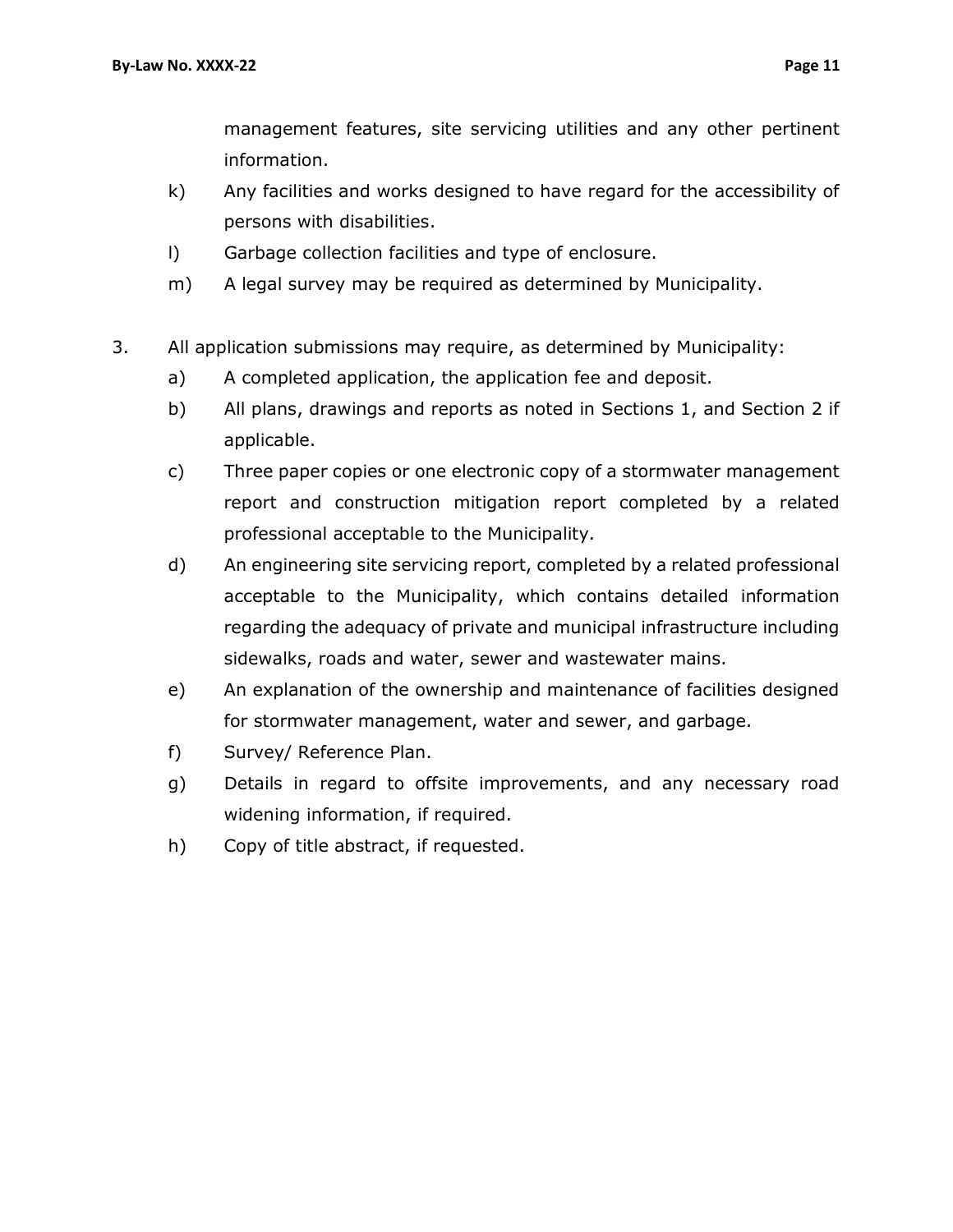management features, site servicing utilities and any other pertinent information.

k) Any facilities and works designed to have regard for the accessibility of persons with disabilities.

l) Garbage collection facilities and type of enclosure.

m) A legal survey may be required as determined by Municipality.

3. All application submissions may require, as determined by Municipality:

   a) A completed application, the application fee and deposit.

   b) All plans, drawings and reports as noted in Sections 1, and Section 2 if applicable.

   c) Three paper copies or one electronic copy of a stormwater management report and construction mitigation report completed by a related professional acceptable to the Municipality.

   d) An engineering site servicing report, completed by a related professional acceptable to the Municipality, which contains detailed information regarding the adequacy of private and municipal infrastructure including sidewalks, roads and water, sewer and wastewater mains.

   e) An explanation of the ownership and maintenance of facilities designed for stormwater management, water and sewer, and garbage.

   f) Survey/ Reference Plan.

   g) Details in regard to offsite improvements, and any necessary road widening information, if required.

   h) Copy of title abstract, if requested.